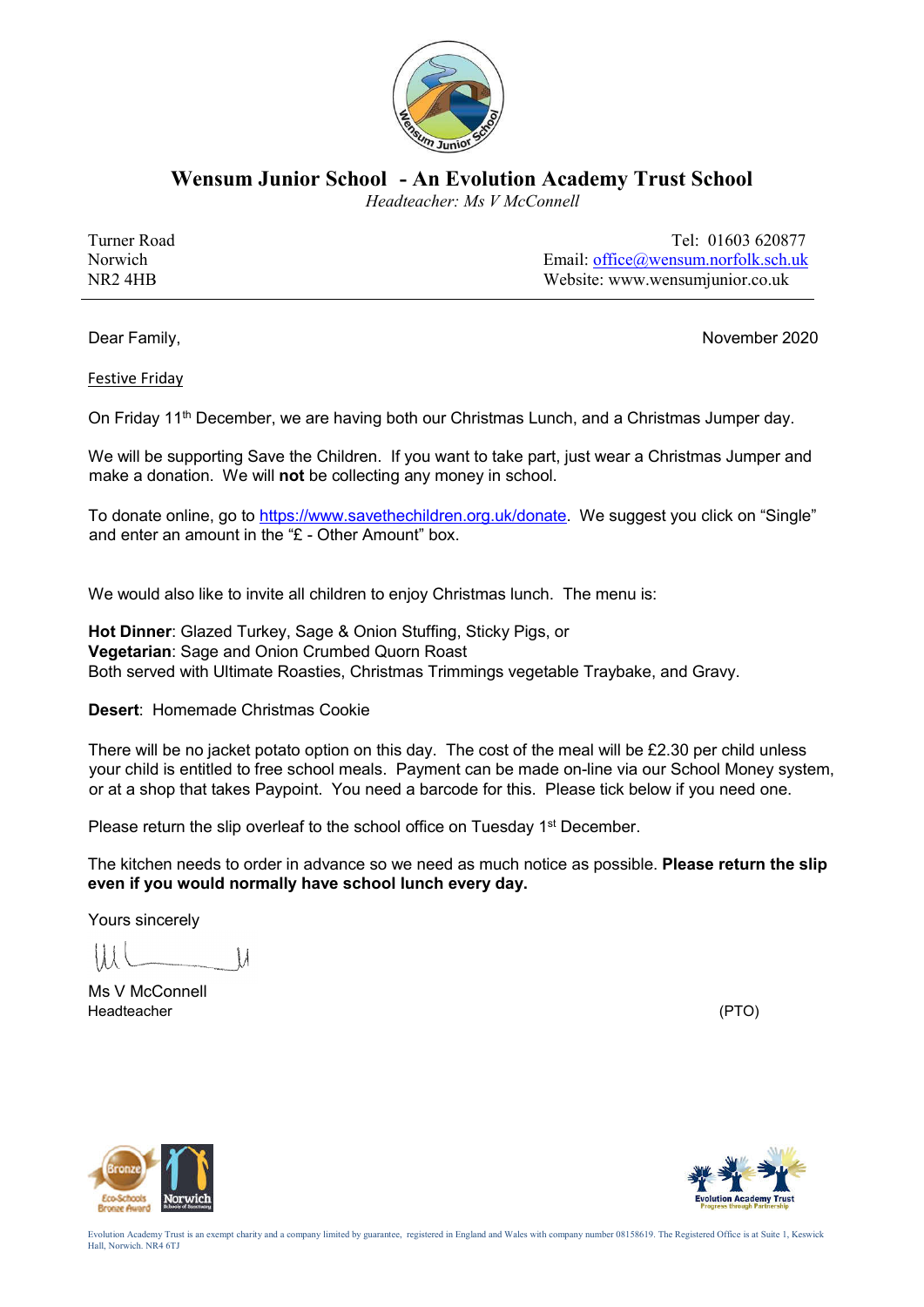# Wensum Junior School - An Evolution Academy Trust School

*Headteacher: Ms V McConnell*

Turner Road
Norwich
NR2 4HB

Tel: 01603 620877
Email: office@wensum.norfolk.sch.uk
Website: www.wensumjunior.co.uk

---

Dear Family,

November 2020

Festive Friday

On Friday 11th December, we are having both our Christmas Lunch, and a Christmas Jumper day.

We will be supporting Save the Children. If you want to take part, just wear a Christmas Jumper and make a donation. We will **not** be collecting any money in school.

To donate online, go to https://www.savethechildren.org.uk/donate. We suggest you click on "Single" and enter an amount in the "£ - Other Amount" box.

We would also like to invite all children to enjoy Christmas lunch. The menu is:

**Hot Dinner**: Glazed Turkey, Sage & Onion Stuffing, Sticky Pigs, or
**Vegetarian**: Sage and Onion Crumbed Quorn Roast
Both served with Ultimate Roasties, Christmas Trimmings vegetable Traybake, and Gravy.

**Desert**: Homemade Christmas Cookie

There will be no jacket potato option on this day. The cost of the meal will be £2.30 per child unless your child is entitled to free school meals. Payment can be made on-line via our School Money system, or at a shop that takes Paypoint. You need a barcode for this. Please tick below if you need one.

Please return the slip overleaf to the school office on Tuesday 1st December.

The kitchen needs to order in advance so we need as much notice as possible. **Please return the slip even if you would normally have school lunch every day.**

Yours sincerely

Ms V McConnell
Headteacher

(PTO)

Evolution Academy Trust is an exempt charity and a company limited by guarantee, registered in England and Wales with company number 08158619. The Registered Office is at Suite 1, Keswick Hall, Norwich. NR4 6TJ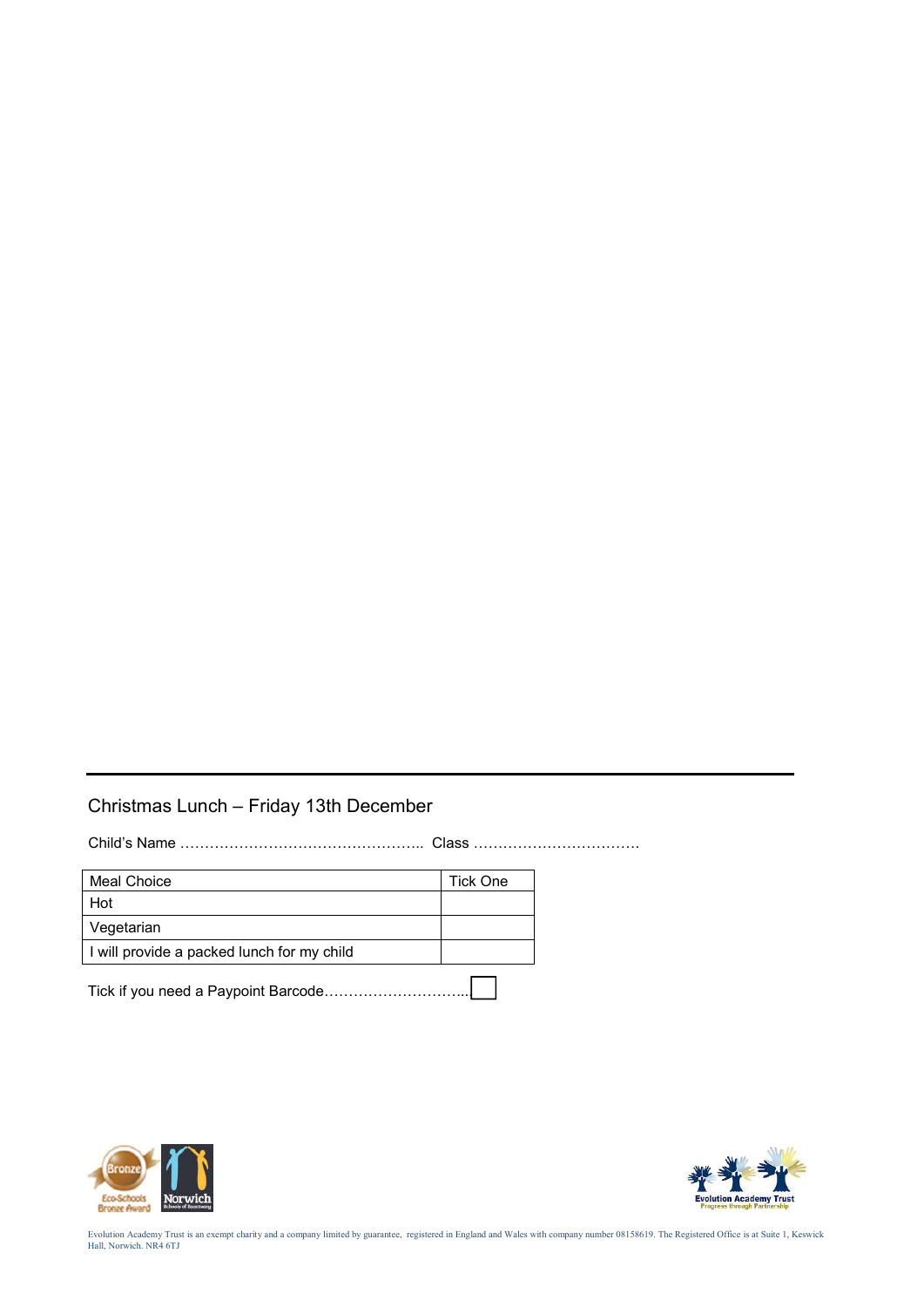Christmas Lunch – Friday 13th December

Child's Name ………………………………………….. Class ……………………………

| Meal Choice | Tick One |
| --- | --- |
| Hot | |
| Vegetarian | |
| I will provide a packed lunch for my child | |

Tick if you need a Paypoint Barcode………………………..☐

Evolution Academy Trust is an exempt charity and a company limited by guarantee, registered in England and Wales with company number 08158619. The Registered Office is at Suite 1, Keswick Hall, Norwich. NR4 6TJ